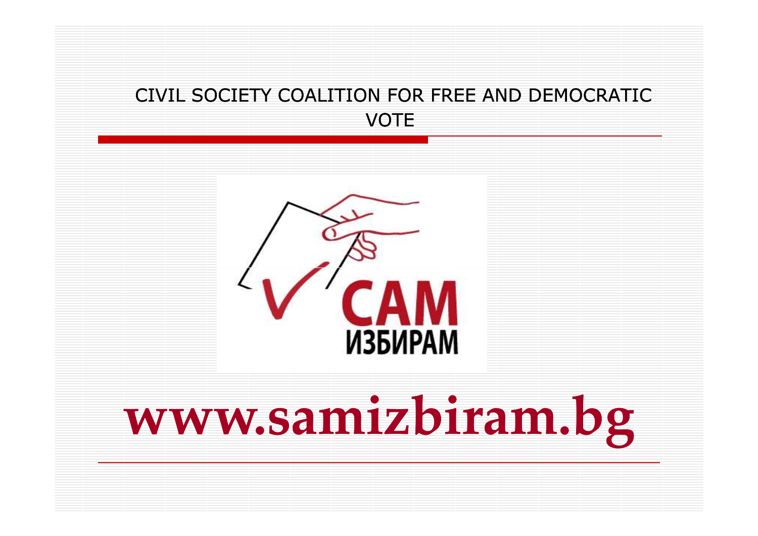# CIVIL SOCIETY COALITION FOR FREE AND DEMOCRATIC VOTE

САМ ИЗБИРАМ

**www.samizbiram.bg**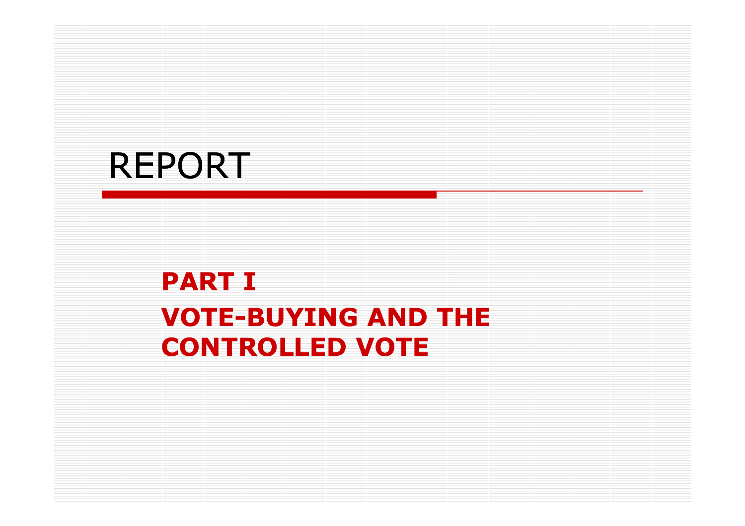# REPORT

## PART I

## VOTE-BUYING AND THE CONTROLLED VOTE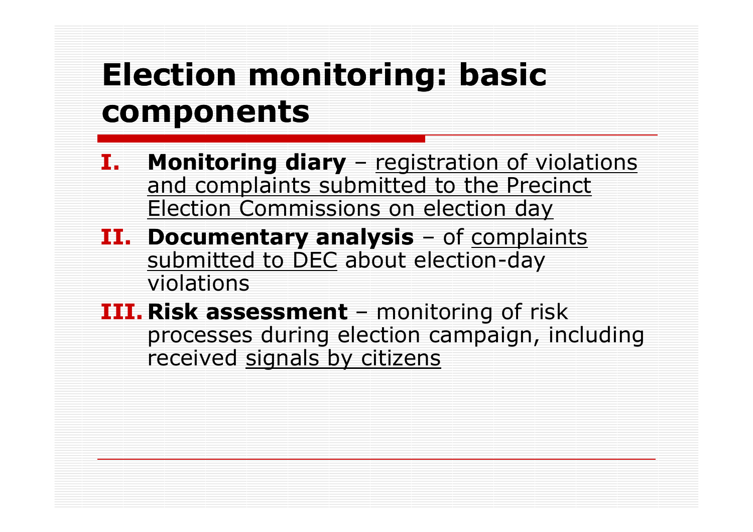# Election monitoring: basic components

I. **Monitoring diary** – registration of violations and complaints submitted to the Precinct Election Commissions on election day
II. **Documentary analysis** – of complaints submitted to DEC about election-day violations
III. **Risk assessment** – monitoring of risk processes during election campaign, including received signals by citizens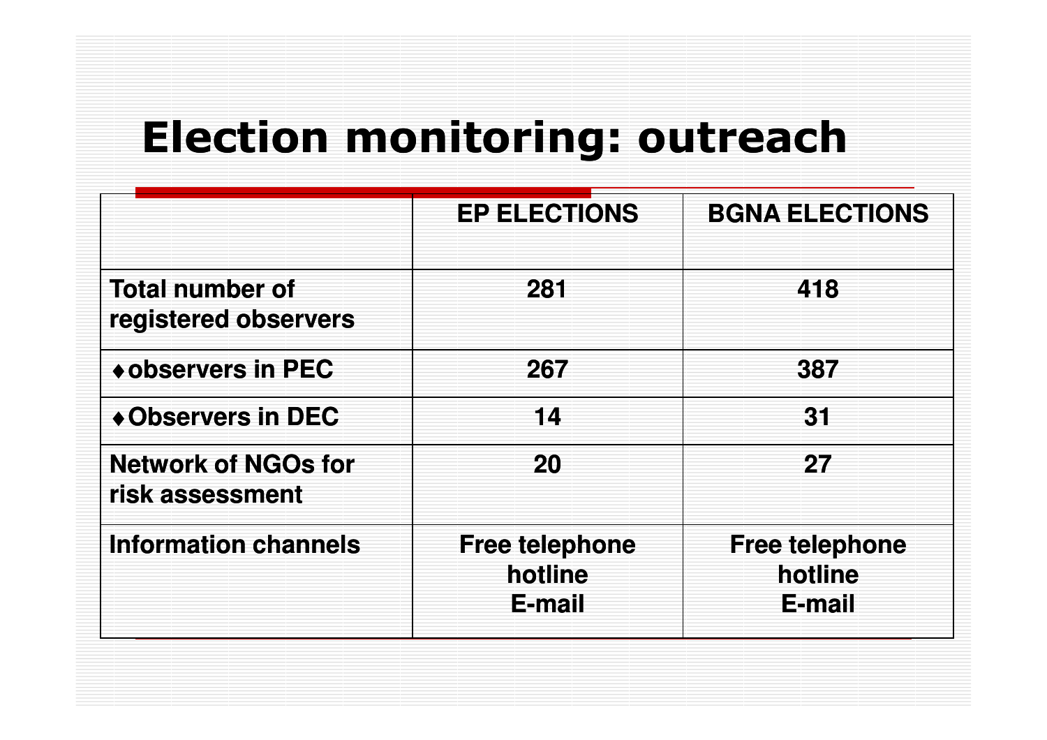# Election monitoring: outreach

| | EP ELECTIONS | BGNA ELECTIONS |
|---|---|---|
| **Total number of registered observers** | **281** | **418** |
| ♦ **observers in PEC** | **267** | **387** |
| ♦ **Observers in DEC** | **14** | **31** |
| **Network of NGOs for risk assessment** | **20** | **27** |
| **Information channels** | **Free telephone hotline E-mail** | **Free telephone hotline E-mail** |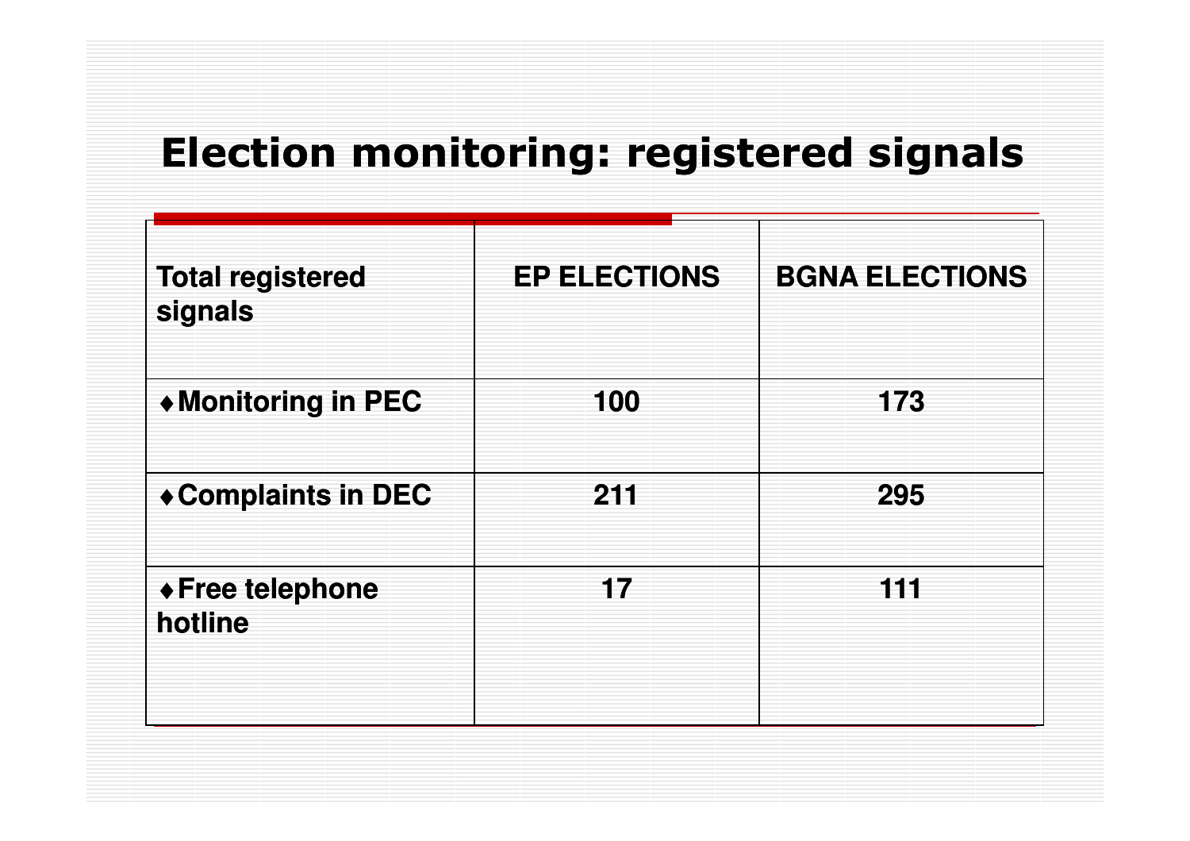# Election monitoring: registered signals

| Total registered signals | EP ELECTIONS | BGNA ELECTIONS |
|---|---|---|
| ♦Monitoring in PEC | 100 | 173 |
| ♦Complaints in DEC | 211 | 295 |
| ♦Free telephone hotline | 17 | 111 |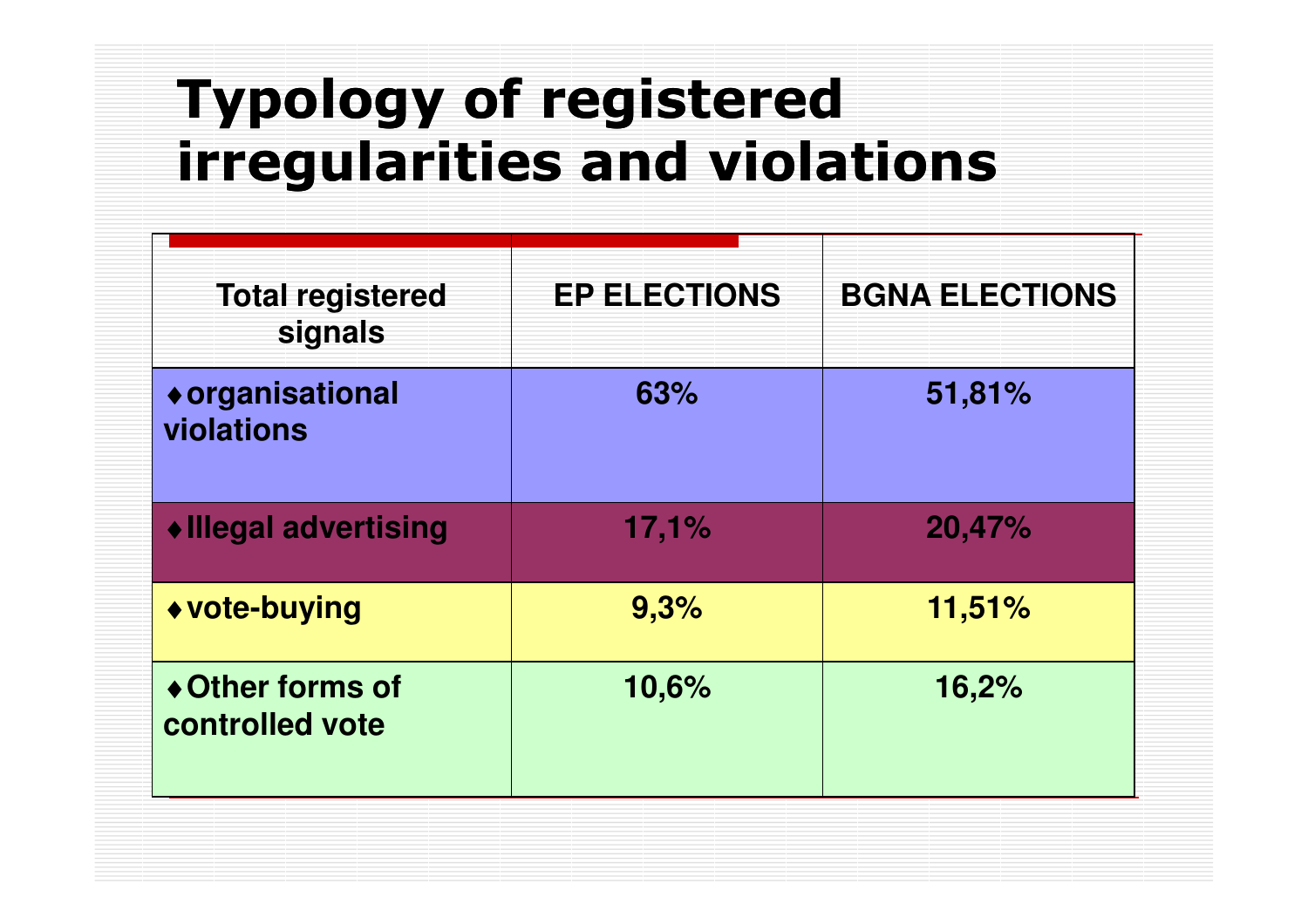# Typology of registered irregularities and violations

| Total registered signals | EP ELECTIONS | BGNA ELECTIONS |
|---|---|---|
| ♦ organisational violations | 63% | 51,81% |
| ♦ Illegal advertising | 17,1% | 20,47% |
| ♦ vote-buying | 9,3% | 11,51% |
| ♦ Other forms of controlled vote | 10,6% | 16,2% |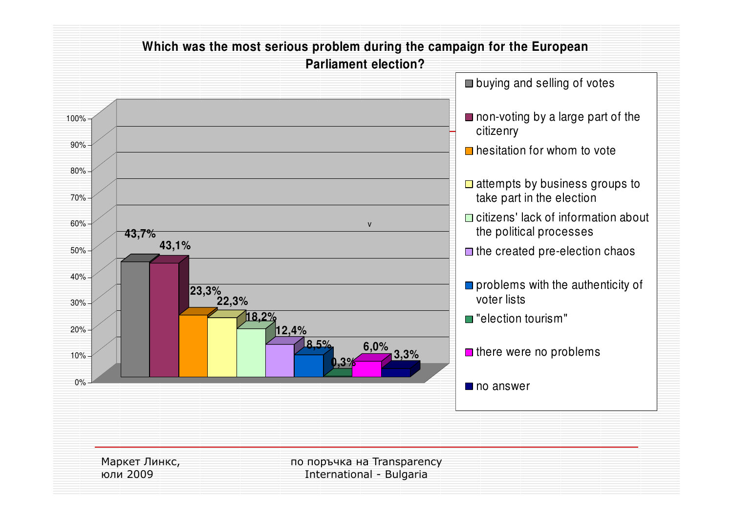## Which was the most serious problem during the campaign for the European Parliament election?

| Problem | % |
|---|---|
| buying and selling of votes | 43,7% |
| non-voting by a large part of the citizenry | 43,1% |
| hesitation for whom to vote | 23,3% |
| attempts by business groups to take part in the election | 22,3% |
| citizens' lack of information about the political processes | 18,2% |
| the created pre-election chaos | 12,4% |
| problems with the authenticity of voter lists | 8,5% |
| "election tourism" | 0,3% |
| there were no problems | 6,0% |
| no answer | 3,3% |

Маркет Линкс, юли 2009

по поръчка на Transparency International - Bulgaria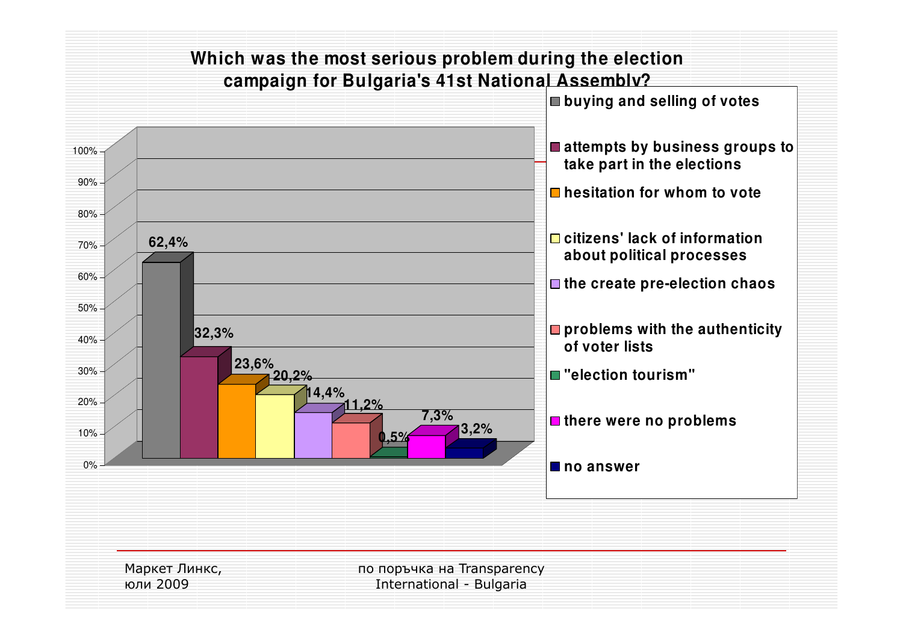## Which was the most serious problem during the election campaign for Bulgaria's 41st National Assembly?

| Problem | % |
|---|---|
| buying and selling of votes | 62,4% |
| attempts by business groups to take part in the elections | 32,3% |
| hesitation for whom to vote | 23,6% |
| citizens' lack of information about political processes | 20,2% |
| the create pre-election chaos | 14,4% |
| problems with the authenticity of voter lists | 11,2% |
| "election tourism" | 0,5% |
| there were no problems | 7,3% |
| no answer | 3,2% |

Маркет Линкс, юли 2009

по поръчка на Transparency International - Bulgaria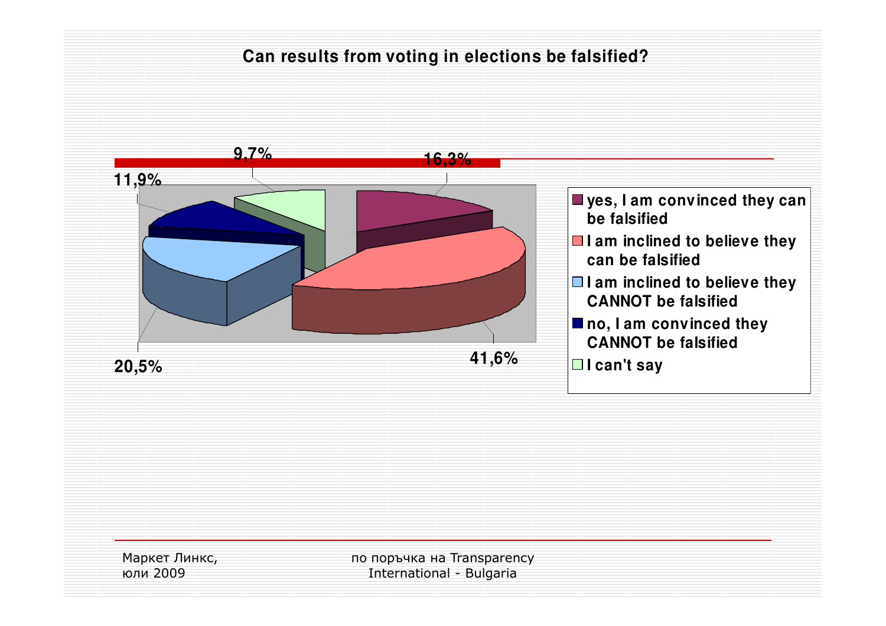## Can results from voting in elections be falsified?

| Response | % |
|---|---|
| yes, I am convinced they can be falsified | 16,3% |
| I am inclined to believe they can be falsified | 41,6% |
| I am inclined to believe they CANNOT be falsified | 20,5% |
| no, I am convinced they CANNOT be falsified | 11,9% |
| I can't say | 9,7% |

Маркет Линкс,
юли 2009

по поръчка на Transparency International - Bulgaria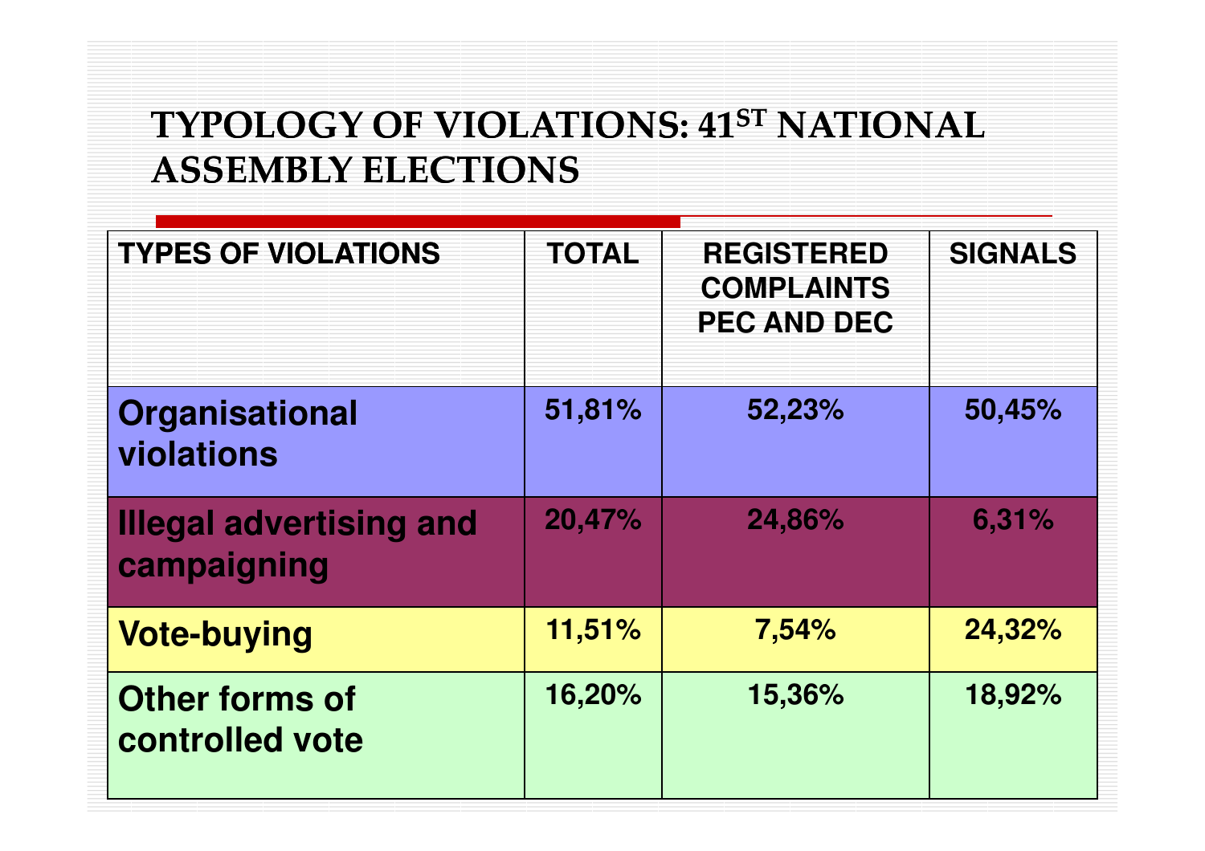# TYPOLOGY OF VIOLATIONS: 41ST NATIONAL ASSEMBLY ELECTIONS

| TYPES OF VIOLATIONS | TOTAL | REGISTERED COMPLAINTS PEC AND DEC | SIGNALS |
|---|---|---|---|
| **Organisational violations** | 51,81% | 52,23% | 50,45% |
| **Illegal advertising and campaigning** | 20,47% | 24,86% | 6,31% |
| **Vote-buying** | 11,51% | 7,54% | 24,32% |
| **Other forms of controlled vote** | 16,20% | 15,36% | 18,92% |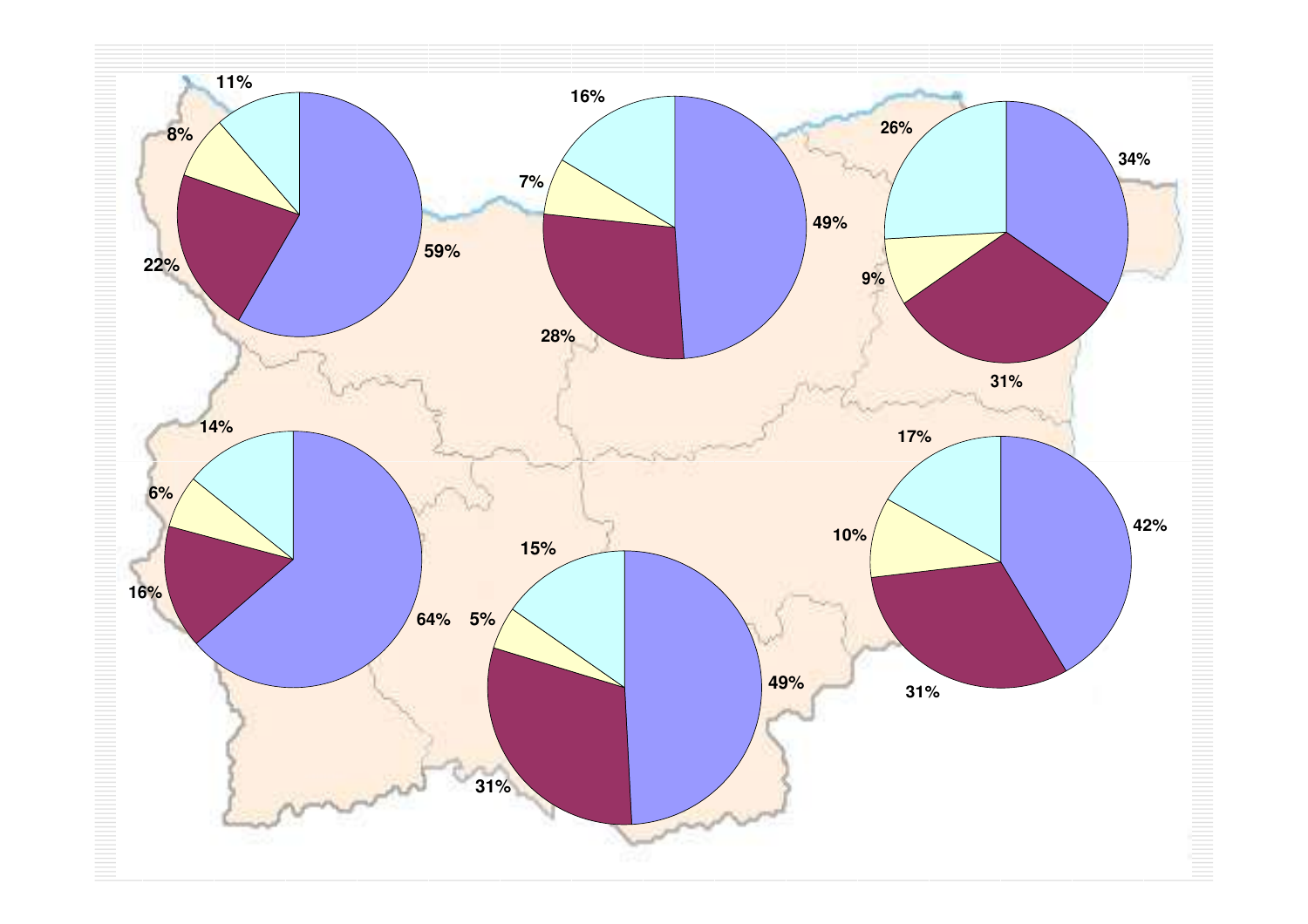11% 8% 22% 59%

16% 7% 28% 49%

26% 34% 9% 31%

14% 6% 16% 64%

15% 5% 31% 49%

17% 42% 10% 31%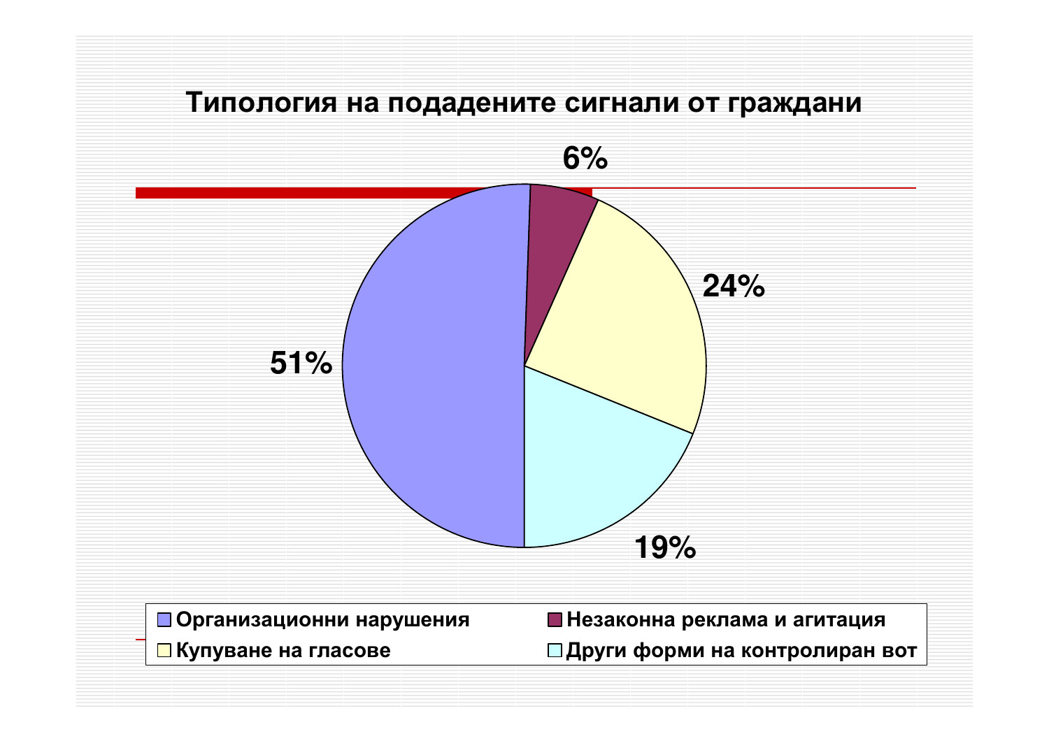# Типология на подадените сигнали от граждани

| Категория | Дял |
| --- | --- |
| Организационни нарушения | 51% |
| Незаконна реклама и агитация | 6% |
| Купуване на гласове | 24% |
| Други форми на контролиран вот | 19% |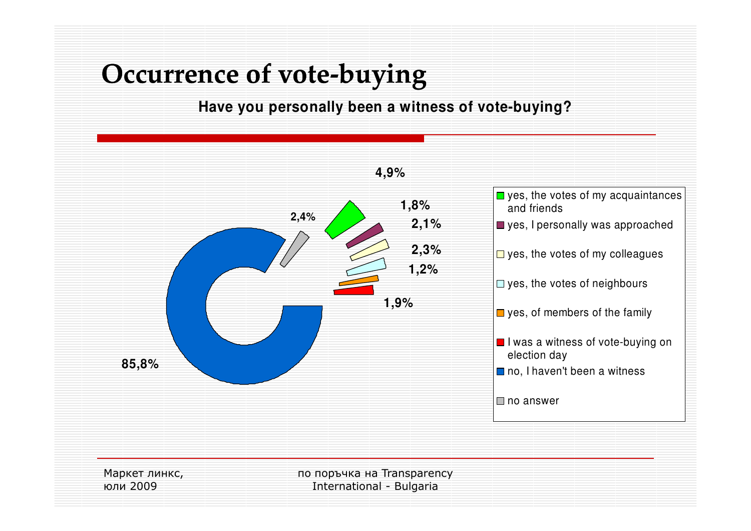# Occurrence of vote-buying

**Have you personally been a witness of vote-buying?**

| Response | % |
|---|---|
| yes, the votes of my acquaintances and friends | 4,9% |
| yes, I personally was approached | 1,8% |
| yes, the votes of my colleagues | 2,1% |
| yes, the votes of neighbours | 2,3% |
| yes, of members of the family | 1,2% |
| I was a witness of vote-buying on election day | 1,9% |
| no, I haven't been a witness | 85,8% |
| no answer | 2,4% |

Маркет линкс, юли 2009

по поръчка на Transparency International - Bulgaria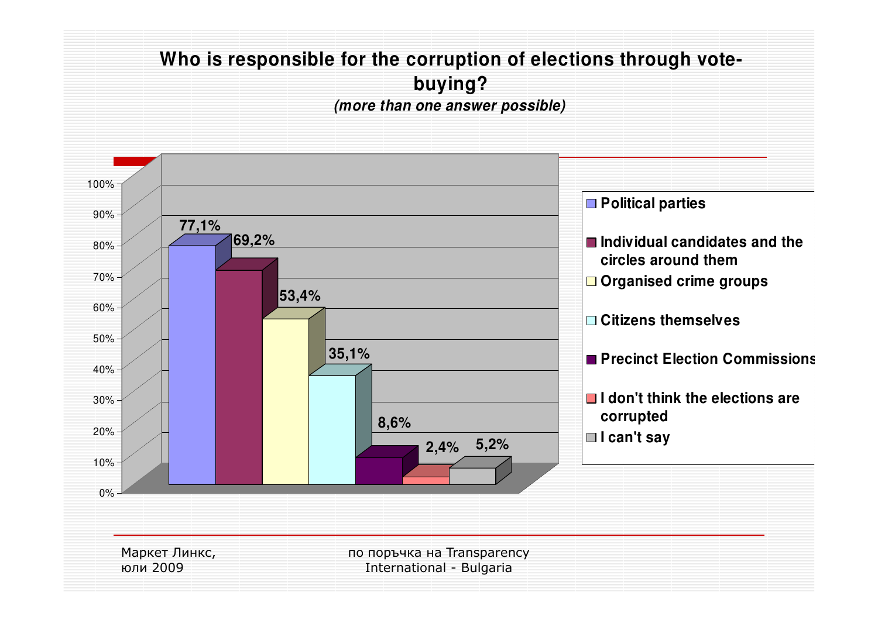## Who is responsible for the corruption of elections through vote-buying?

*(more than one answer possible)*

| Response | % |
|---|---|
| Political parties | 77,1% |
| Individual candidates and the circles around them | 69,2% |
| Organised crime groups | 53,4% |
| Citizens themselves | 35,1% |
| Precinct Election Commissions | 8,6% |
| I don't think the elections are corrupted | 2,4% |
| I can't say | 5,2% |

Маркет Линкс, юли 2009

по поръчка на Transparency International - Bulgaria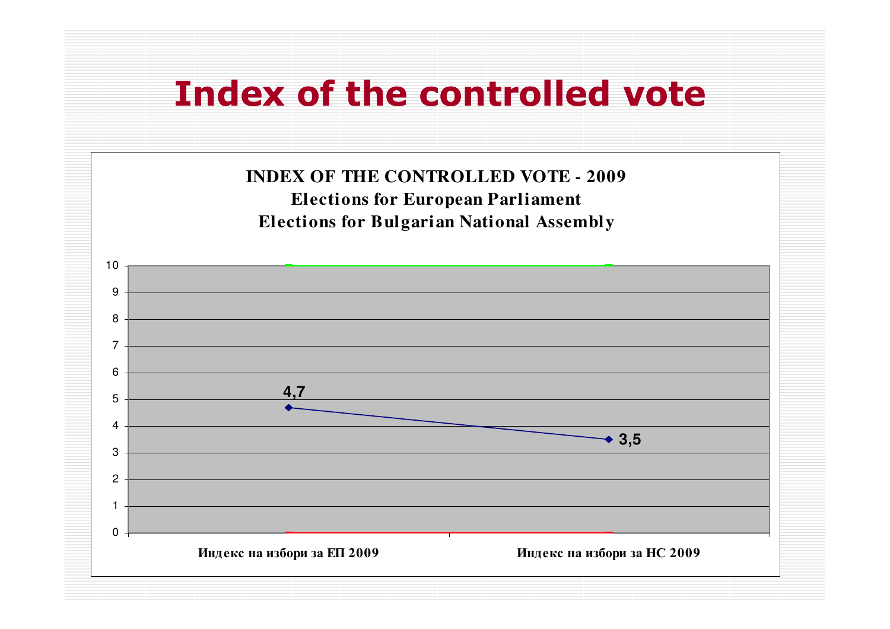# Index of the controlled vote

**INDEX OF THE CONTROLLED VOTE - 2009**
**Elections for European Parliament**
**Elections for Bulgarian National Assembly**

10
9
8
7
6
5
4
3
2
1
0

4,7

3,5

Индекс на избори за ЕП 2009

Индекс на избори за НС 2009